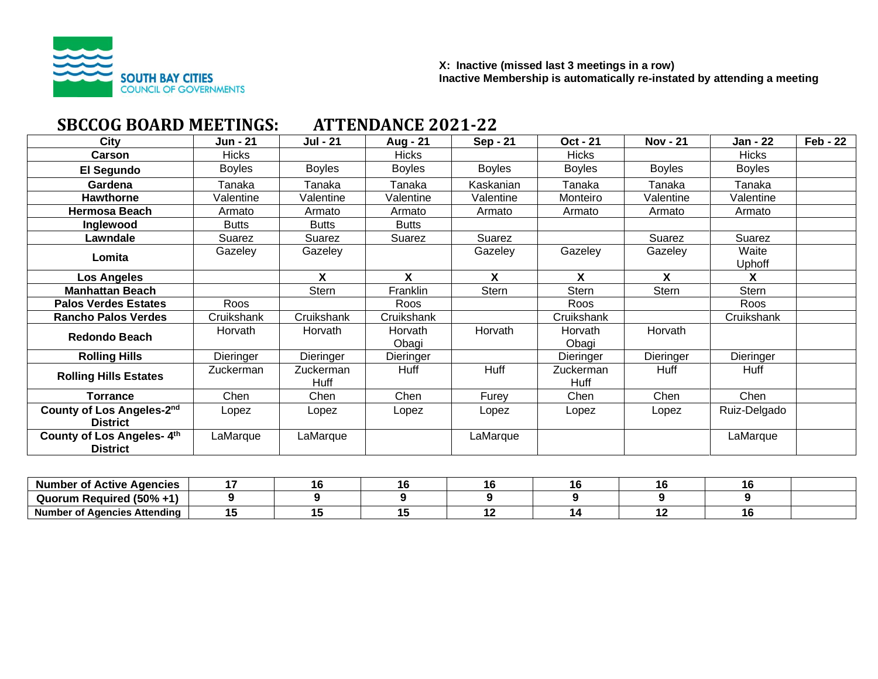SOUTH BAY CITIES COUNCIL OF GOVERNMENTS

**X: Inactive (missed last 3 meetings in a row)**
**Inactive Membership is automatically re-instated by attending a meeting**

# SBCCOG BOARD MEETINGS: ATTENDANCE 2021-22

| City | Jun - 21 | Jul - 21 | Aug - 21 | Sep - 21 | Oct - 21 | Nov - 21 | Jan - 22 | Feb - 22 |
|---|---|---|---|---|---|---|---|---|
| **Carson** | Hicks | | Hicks | | Hicks | | Hicks | |
| **El Segundo** | Boyles | Boyles | Boyles | Boyles | Boyles | Boyles | Boyles | |
| **Gardena** | Tanaka | Tanaka | Tanaka | Kaskanian | Tanaka | Tanaka | Tanaka | |
| **Hawthorne** | Valentine | Valentine | Valentine | Valentine | Monteiro | Valentine | Valentine | |
| **Hermosa Beach** | Armato | Armato | Armato | Armato | Armato | Armato | Armato | |
| **Inglewood** | Butts | Butts | Butts | | | | | |
| **Lawndale** | Suarez | Suarez | Suarez | Suarez | | Suarez | Suarez | |
| **Lomita** | Gazeley | Gazeley | | Gazeley | Gazeley | Gazeley | Waite Uphoff | |
| **Los Angeles** | | **X** | **X** | **X** | **X** | **X** | **X** | |
| **Manhattan Beach** | | Stern | Franklin | Stern | Stern | Stern | Stern | |
| **Palos Verdes Estates** | Roos | | Roos | | Roos | | Roos | |
| **Rancho Palos Verdes** | Cruikshank | Cruikshank | Cruikshank | | Cruikshank | | Cruikshank | |
| **Redondo Beach** | Horvath | Horvath | Horvath Obagi | Horvath | Horvath Obagi | Horvath | | |
| **Rolling Hills** | Dieringer | Dieringer | Dieringer | | Dieringer | Dieringer | Dieringer | |
| **Rolling Hills Estates** | Zuckerman | Zuckerman Huff | Huff | Huff | Zuckerman Huff | Huff | Huff | |
| **Torrance** | Chen | Chen | Chen | Furey | Chen | Chen | Chen | |
| **County of Los Angeles-2nd District** | Lopez | Lopez | Lopez | Lopez | Lopez | Lopez | Ruiz-Delgado | |
| **County of Los Angeles- 4th District** | LaMarque | LaMarque | | LaMarque | | | LaMarque | |

| | | | | | | | | |
|---|---|---|---|---|---|---|---|---|
| **Number of Active Agencies** | **17** | **16** | **16** | **16** | **16** | **16** | **16** | |
| **Quorum Required (50% +1)** | **9** | **9** | **9** | **9** | **9** | **9** | **9** | |
| **Number of Agencies Attending** | **15** | **15** | **15** | **12** | **14** | **12** | **16** | |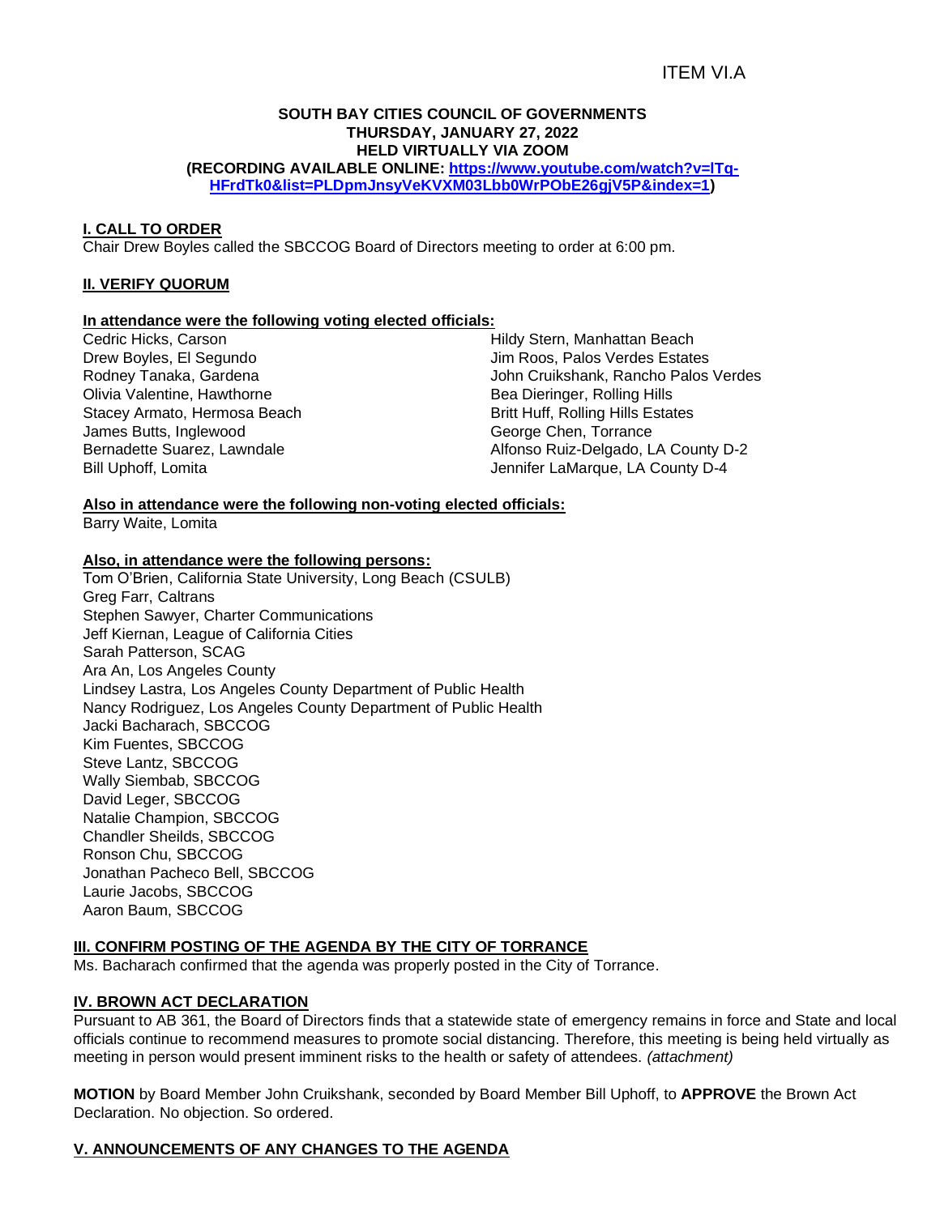ITEM VI.A

**SOUTH BAY CITIES COUNCIL OF GOVERNMENTS**
**THURSDAY, JANUARY 27, 2022**
**HELD VIRTUALLY VIA ZOOM**
**(RECORDING AVAILABLE ONLINE: https://www.youtube.com/watch?v=lTq-HFrdTk0&list=PLDpmJnsyVeKVXM03Lbb0WrPObE26gjV5P&index=1)**

## I. CALL TO ORDER

Chair Drew Boyles called the SBCCOG Board of Directors meeting to order at 6:00 pm.

## II. VERIFY QUORUM

**In attendance were the following voting elected officials:**

Cedric Hicks, Carson
Drew Boyles, El Segundo
Rodney Tanaka, Gardena
Olivia Valentine, Hawthorne
Stacey Armato, Hermosa Beach
James Butts, Inglewood
Bernadette Suarez, Lawndale
Bill Uphoff, Lomita
Hildy Stern, Manhattan Beach
Jim Roos, Palos Verdes Estates
John Cruikshank, Rancho Palos Verdes
Bea Dieringer, Rolling Hills
Britt Huff, Rolling Hills Estates
George Chen, Torrance
Alfonso Ruiz-Delgado, LA County D-2
Jennifer LaMarque, LA County D-4

**Also in attendance were the following non-voting elected officials:**

Barry Waite, Lomita

**Also, in attendance were the following persons:**

Tom O'Brien, California State University, Long Beach (CSULB)
Greg Farr, Caltrans
Stephen Sawyer, Charter Communications
Jeff Kiernan, League of California Cities
Sarah Patterson, SCAG
Ara An, Los Angeles County
Lindsey Lastra, Los Angeles County Department of Public Health
Nancy Rodriguez, Los Angeles County Department of Public Health
Jacki Bacharach, SBCCOG
Kim Fuentes, SBCCOG
Steve Lantz, SBCCOG
Wally Siembab, SBCCOG
David Leger, SBCCOG
Natalie Champion, SBCCOG
Chandler Sheilds, SBCCOG
Ronson Chu, SBCCOG
Jonathan Pacheco Bell, SBCCOG
Laurie Jacobs, SBCCOG
Aaron Baum, SBCCOG

## III. CONFIRM POSTING OF THE AGENDA BY THE CITY OF TORRANCE

Ms. Bacharach confirmed that the agenda was properly posted in the City of Torrance.

## IV. BROWN ACT DECLARATION

Pursuant to AB 361, the Board of Directors finds that a statewide state of emergency remains in force and State and local officials continue to recommend measures to promote social distancing. Therefore, this meeting is being held virtually as meeting in person would present imminent risks to the health or safety of attendees. *(attachment)*

**MOTION** by Board Member John Cruikshank, seconded by Board Member Bill Uphoff, to **APPROVE** the Brown Act Declaration. No objection. So ordered.

## V. ANNOUNCEMENTS OF ANY CHANGES TO THE AGENDA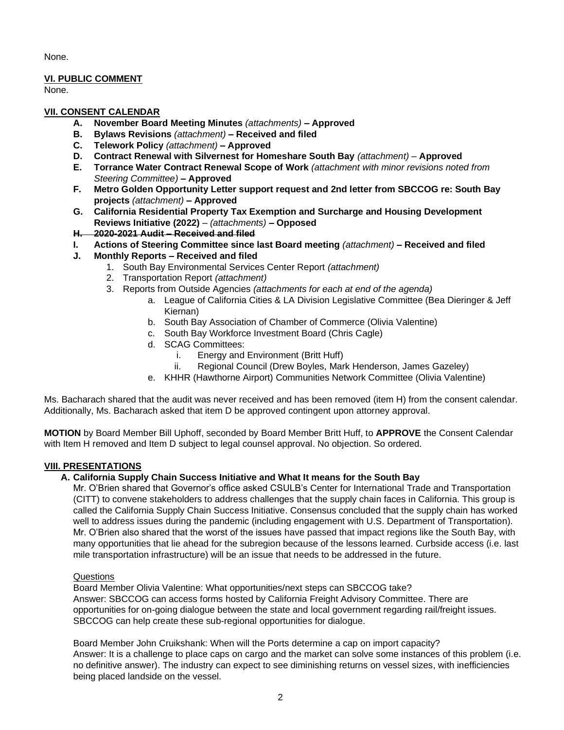None.

**VI. PUBLIC COMMENT**

None.

**VII. CONSENT CALENDAR**

- **A. November Board Meeting Minutes** *(attachments)* **– Approved**
- **B. Bylaws Revisions** *(attachment)* **– Received and filed**
- **C. Telework Policy** *(attachment)* **– Approved**
- **D. Contract Renewal with Silvernest for Homeshare South Bay** *(attachment)* – **Approved**
- **E. Torrance Water Contract Renewal Scope of Work** *(attachment with minor revisions noted from Steering Committee)* **– Approved**
- **F. Metro Golden Opportunity Letter support request and 2nd letter from SBCCOG re: South Bay projects** *(attachment)* **– Approved**
- **G. California Residential Property Tax Exemption and Surcharge and Housing Development Reviews Initiative (2022)** – *(attachments)* **– Opposed**
- ~~**H. 2020-2021 Audit – Received and filed**~~
- **I. Actions of Steering Committee since last Board meeting** *(attachment)* **– Received and filed**
- **J. Monthly Reports – Received and filed**
  1. South Bay Environmental Services Center Report *(attachment)*
  2. Transportation Report *(attachment)*
  3. Reports from Outside Agencies *(attachments for each at end of the agenda)*
     - a. League of California Cities & LA Division Legislative Committee (Bea Dieringer & Jeff Kiernan)
     - b. South Bay Association of Chamber of Commerce (Olivia Valentine)
     - c. South Bay Workforce Investment Board (Chris Cagle)
     - d. SCAG Committees:
       - i. Energy and Environment (Britt Huff)
       - ii. Regional Council (Drew Boyles, Mark Henderson, James Gazeley)
     - e. KHHR (Hawthorne Airport) Communities Network Committee (Olivia Valentine)

Ms. Bacharach shared that the audit was never received and has been removed (item H) from the consent calendar. Additionally, Ms. Bacharach asked that item D be approved contingent upon attorney approval.

**MOTION** by Board Member Bill Uphoff, seconded by Board Member Britt Huff, to **APPROVE** the Consent Calendar with Item H removed and Item D subject to legal counsel approval. No objection. So ordered.

**VIII. PRESENTATIONS**

**A. California Supply Chain Success Initiative and What It means for the South Bay**

Mr. O'Brien shared that Governor's office asked CSULB's Center for International Trade and Transportation (CITT) to convene stakeholders to address challenges that the supply chain faces in California. This group is called the California Supply Chain Success Initiative. Consensus concluded that the supply chain has worked well to address issues during the pandemic (including engagement with U.S. Department of Transportation). Mr. O'Brien also shared that the worst of the issues have passed that impact regions like the South Bay, with many opportunities that lie ahead for the subregion because of the lessons learned. Curbside access (i.e. last mile transportation infrastructure) will be an issue that needs to be addressed in the future.

Questions

Board Member Olivia Valentine: What opportunities/next steps can SBCCOG take?
Answer: SBCCOG can access forms hosted by California Freight Advisory Committee. There are opportunities for on-going dialogue between the state and local government regarding rail/freight issues. SBCCOG can help create these sub-regional opportunities for dialogue.

Board Member John Cruikshank: When will the Ports determine a cap on import capacity?
Answer: It is a challenge to place caps on cargo and the market can solve some instances of this problem (i.e. no definitive answer). The industry can expect to see diminishing returns on vessel sizes, with inefficiencies being placed landside on the vessel.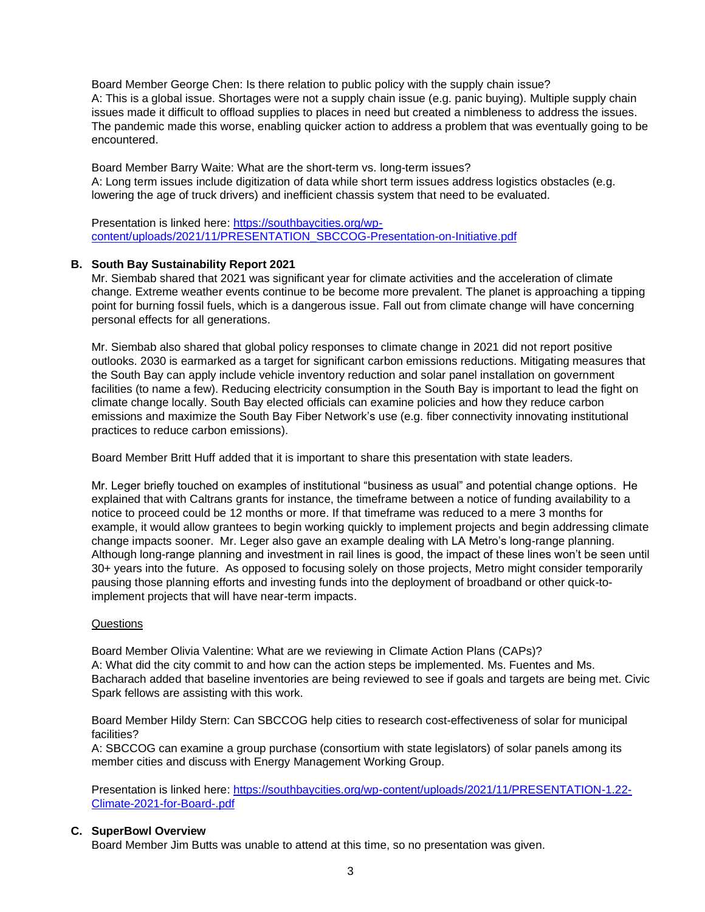Board Member George Chen: Is there relation to public policy with the supply chain issue?
A: This is a global issue. Shortages were not a supply chain issue (e.g. panic buying). Multiple supply chain issues made it difficult to offload supplies to places in need but created a nimbleness to address the issues. The pandemic made this worse, enabling quicker action to address a problem that was eventually going to be encountered.

Board Member Barry Waite: What are the short-term vs. long-term issues?
A: Long term issues include digitization of data while short term issues address logistics obstacles (e.g. lowering the age of truck drivers) and inefficient chassis system that need to be evaluated.

Presentation is linked here: [https://southbaycities.org/wp-content/uploads/2021/11/PRESENTATION_SBCCOG-Presentation-on-Initiative.pdf](https://southbaycities.org/wp-content/uploads/2021/11/PRESENTATION_SBCCOG-Presentation-on-Initiative.pdf)

**B. South Bay Sustainability Report 2021**

Mr. Siembab shared that 2021 was significant year for climate activities and the acceleration of climate change. Extreme weather events continue to be become more prevalent. The planet is approaching a tipping point for burning fossil fuels, which is a dangerous issue. Fall out from climate change will have concerning personal effects for all generations.

Mr. Siembab also shared that global policy responses to climate change in 2021 did not report positive outlooks. 2030 is earmarked as a target for significant carbon emissions reductions. Mitigating measures that the South Bay can apply include vehicle inventory reduction and solar panel installation on government facilities (to name a few). Reducing electricity consumption in the South Bay is important to lead the fight on climate change locally. South Bay elected officials can examine policies and how they reduce carbon emissions and maximize the South Bay Fiber Network's use (e.g. fiber connectivity innovating institutional practices to reduce carbon emissions).

Board Member Britt Huff added that it is important to share this presentation with state leaders.

Mr. Leger briefly touched on examples of institutional "business as usual" and potential change options. He explained that with Caltrans grants for instance, the timeframe between a notice of funding availability to a notice to proceed could be 12 months or more. If that timeframe was reduced to a mere 3 months for example, it would allow grantees to begin working quickly to implement projects and begin addressing climate change impacts sooner. Mr. Leger also gave an example dealing with LA Metro's long-range planning. Although long-range planning and investment in rail lines is good, the impact of these lines won't be seen until 30+ years into the future. As opposed to focusing solely on those projects, Metro might consider temporarily pausing those planning efforts and investing funds into the deployment of broadband or other quick-to-implement projects that will have near-term impacts.

Questions

Board Member Olivia Valentine: What are we reviewing in Climate Action Plans (CAPs)?
A: What did the city commit to and how can the action steps be implemented. Ms. Fuentes and Ms. Bacharach added that baseline inventories are being reviewed to see if goals and targets are being met. Civic Spark fellows are assisting with this work.

Board Member Hildy Stern: Can SBCCOG help cities to research cost-effectiveness of solar for municipal facilities?
A: SBCCOG can examine a group purchase (consortium with state legislators) of solar panels among its member cities and discuss with Energy Management Working Group.

Presentation is linked here: [https://southbaycities.org/wp-content/uploads/2021/11/PRESENTATION-1.22-Climate-2021-for-Board-.pdf](https://southbaycities.org/wp-content/uploads/2021/11/PRESENTATION-1.22-Climate-2021-for-Board-.pdf)

**C. SuperBowl Overview**

Board Member Jim Butts was unable to attend at this time, so no presentation was given.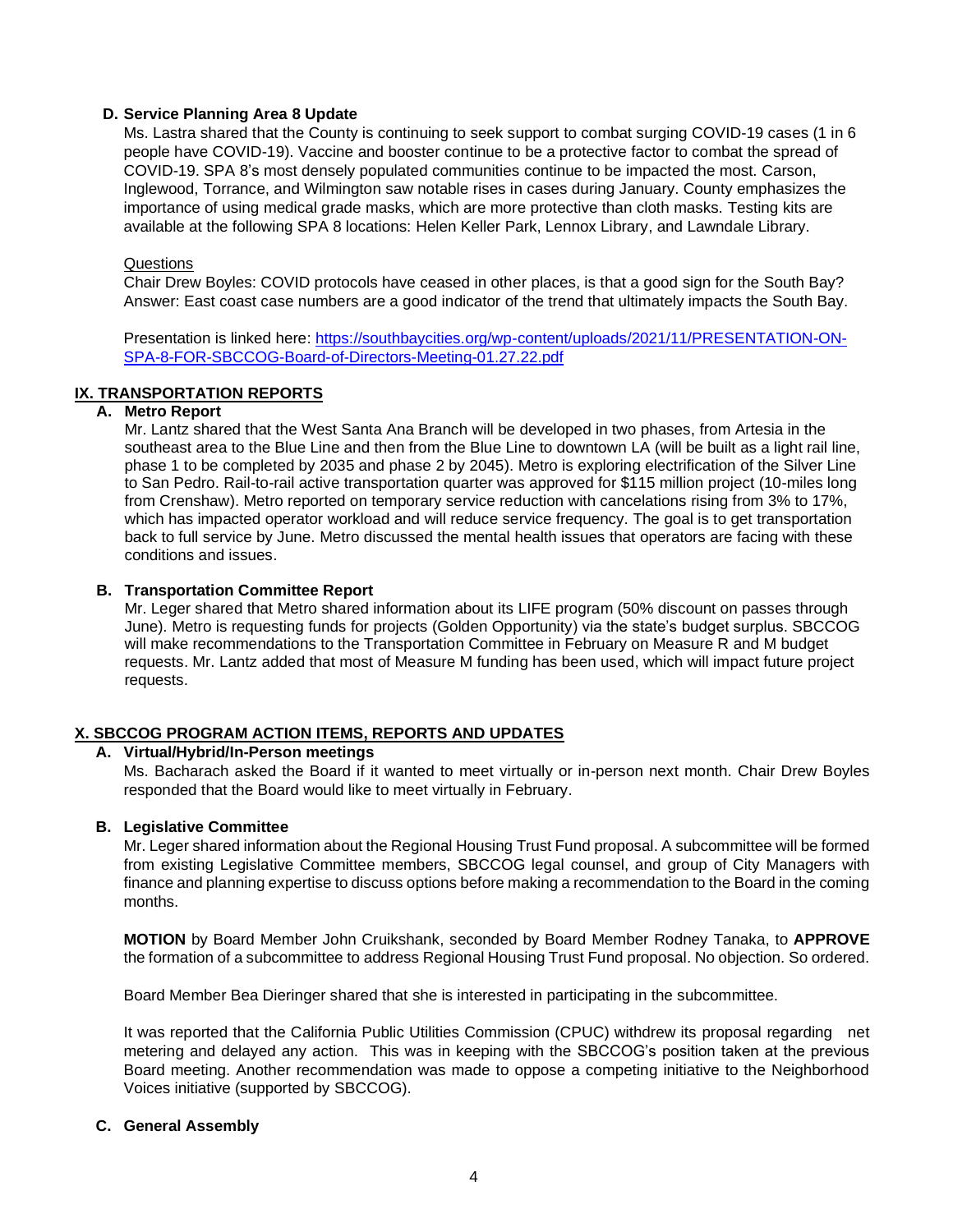**D. Service Planning Area 8 Update**

Ms. Lastra shared that the County is continuing to seek support to combat surging COVID-19 cases (1 in 6 people have COVID-19). Vaccine and booster continue to be a protective factor to combat the spread of COVID-19. SPA 8's most densely populated communities continue to be impacted the most. Carson, Inglewood, Torrance, and Wilmington saw notable rises in cases during January. County emphasizes the importance of using medical grade masks, which are more protective than cloth masks. Testing kits are available at the following SPA 8 locations: Helen Keller Park, Lennox Library, and Lawndale Library.

Questions

Chair Drew Boyles: COVID protocols have ceased in other places, is that a good sign for the South Bay?
Answer: East coast case numbers are a good indicator of the trend that ultimately impacts the South Bay.

Presentation is linked here: [https://southbaycities.org/wp-content/uploads/2021/11/PRESENTATION-ON-SPA-8-FOR-SBCCOG-Board-of-Directors-Meeting-01.27.22.pdf](https://southbaycities.org/wp-content/uploads/2021/11/PRESENTATION-ON-SPA-8-FOR-SBCCOG-Board-of-Directors-Meeting-01.27.22.pdf)

## IX. TRANSPORTATION REPORTS

**A. Metro Report**

Mr. Lantz shared that the West Santa Ana Branch will be developed in two phases, from Artesia in the southeast area to the Blue Line and then from the Blue Line to downtown LA (will be built as a light rail line, phase 1 to be completed by 2035 and phase 2 by 2045). Metro is exploring electrification of the Silver Line to San Pedro. Rail-to-rail active transportation quarter was approved for $115 million project (10-miles long from Crenshaw). Metro reported on temporary service reduction with cancelations rising from 3% to 17%, which has impacted operator workload and will reduce service frequency. The goal is to get transportation back to full service by June. Metro discussed the mental health issues that operators are facing with these conditions and issues.

**B. Transportation Committee Report**

Mr. Leger shared that Metro shared information about its LIFE program (50% discount on passes through June). Metro is requesting funds for projects (Golden Opportunity) via the state's budget surplus. SBCCOG will make recommendations to the Transportation Committee in February on Measure R and M budget requests. Mr. Lantz added that most of Measure M funding has been used, which will impact future project requests.

## X. SBCCOG PROGRAM ACTION ITEMS, REPORTS AND UPDATES

**A. Virtual/Hybrid/In-Person meetings**

Ms. Bacharach asked the Board if it wanted to meet virtually or in-person next month. Chair Drew Boyles responded that the Board would like to meet virtually in February.

**B. Legislative Committee**

Mr. Leger shared information about the Regional Housing Trust Fund proposal. A subcommittee will be formed from existing Legislative Committee members, SBCCOG legal counsel, and group of City Managers with finance and planning expertise to discuss options before making a recommendation to the Board in the coming months.

**MOTION** by Board Member John Cruikshank, seconded by Board Member Rodney Tanaka, to **APPROVE** the formation of a subcommittee to address Regional Housing Trust Fund proposal. No objection. So ordered.

Board Member Bea Dieringer shared that she is interested in participating in the subcommittee.

It was reported that the California Public Utilities Commission (CPUC) withdrew its proposal regarding net metering and delayed any action. This was in keeping with the SBCCOG's position taken at the previous Board meeting. Another recommendation was made to oppose a competing initiative to the Neighborhood Voices initiative (supported by SBCCOG).

**C. General Assembly**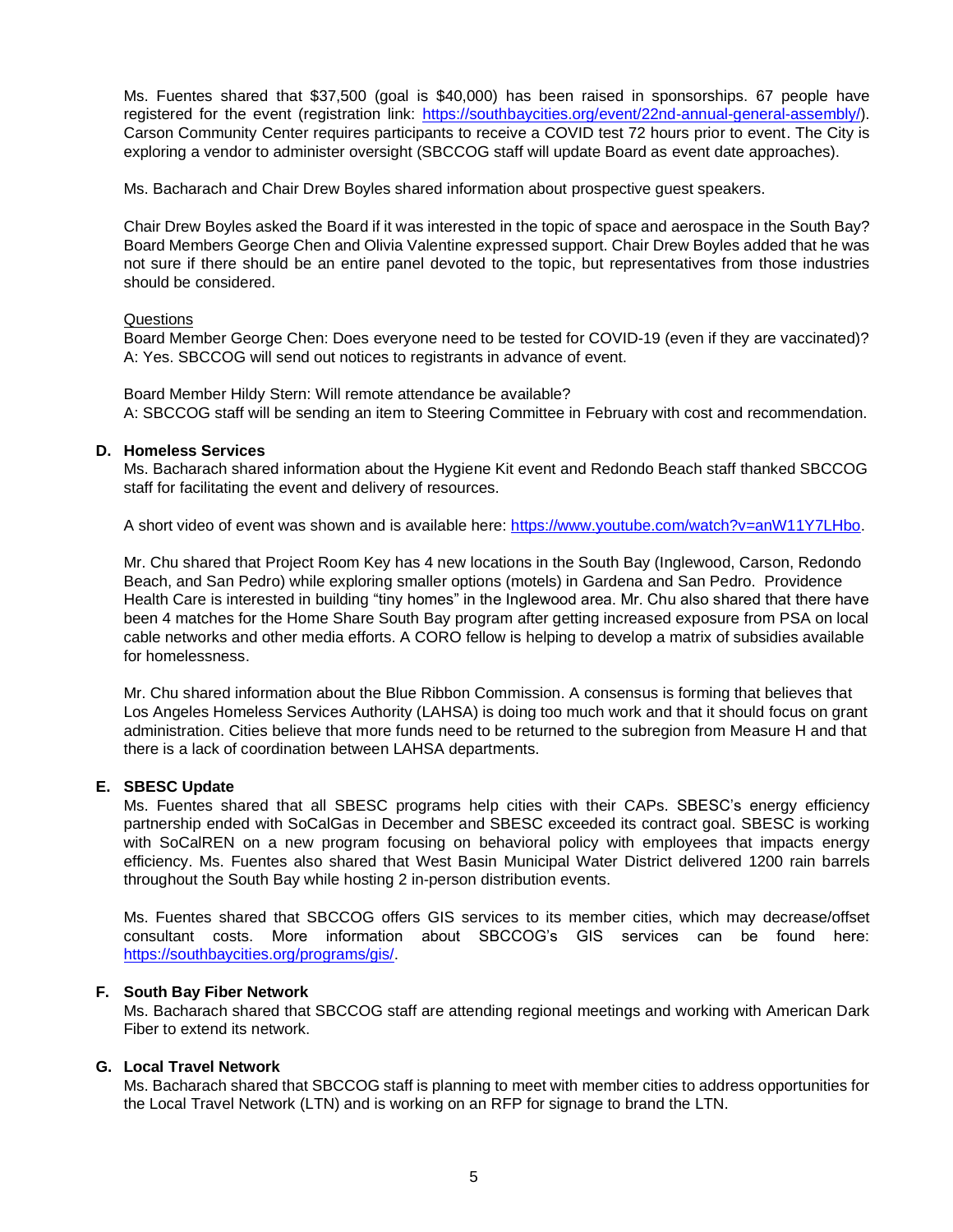Ms. Fuentes shared that $37,500 (goal is $40,000) has been raised in sponsorships. 67 people have registered for the event (registration link: [https://southbaycities.org/event/22nd-annual-general-assembly/](https://southbaycities.org/event/22nd-annual-general-assembly/)). Carson Community Center requires participants to receive a COVID test 72 hours prior to event. The City is exploring a vendor to administer oversight (SBCCOG staff will update Board as event date approaches).

Ms. Bacharach and Chair Drew Boyles shared information about prospective guest speakers.

Chair Drew Boyles asked the Board if it was interested in the topic of space and aerospace in the South Bay? Board Members George Chen and Olivia Valentine expressed support. Chair Drew Boyles added that he was not sure if there should be an entire panel devoted to the topic, but representatives from those industries should be considered.

Questions
Board Member George Chen: Does everyone need to be tested for COVID-19 (even if they are vaccinated)?
A: Yes. SBCCOG will send out notices to registrants in advance of event.

Board Member Hildy Stern: Will remote attendance be available?
A: SBCCOG staff will be sending an item to Steering Committee in February with cost and recommendation.

**D. Homeless Services**

Ms. Bacharach shared information about the Hygiene Kit event and Redondo Beach staff thanked SBCCOG staff for facilitating the event and delivery of resources.

A short video of event was shown and is available here: [https://www.youtube.com/watch?v=anW11Y7LHbo](https://www.youtube.com/watch?v=anW11Y7LHbo).

Mr. Chu shared that Project Room Key has 4 new locations in the South Bay (Inglewood, Carson, Redondo Beach, and San Pedro) while exploring smaller options (motels) in Gardena and San Pedro. Providence Health Care is interested in building "tiny homes" in the Inglewood area. Mr. Chu also shared that there have been 4 matches for the Home Share South Bay program after getting increased exposure from PSA on local cable networks and other media efforts. A CORO fellow is helping to develop a matrix of subsidies available for homelessness.

Mr. Chu shared information about the Blue Ribbon Commission. A consensus is forming that believes that Los Angeles Homeless Services Authority (LAHSA) is doing too much work and that it should focus on grant administration. Cities believe that more funds need to be returned to the subregion from Measure H and that there is a lack of coordination between LAHSA departments.

**E. SBESC Update**

Ms. Fuentes shared that all SBESC programs help cities with their CAPs. SBESC's energy efficiency partnership ended with SoCalGas in December and SBESC exceeded its contract goal. SBESC is working with SoCalREN on a new program focusing on behavioral policy with employees that impacts energy efficiency. Ms. Fuentes also shared that West Basin Municipal Water District delivered 1200 rain barrels throughout the South Bay while hosting 2 in-person distribution events.

Ms. Fuentes shared that SBCCOG offers GIS services to its member cities, which may decrease/offset consultant costs. More information about SBCCOG's GIS services can be found here: [https://southbaycities.org/programs/gis/](https://southbaycities.org/programs/gis/).

**F. South Bay Fiber Network**

Ms. Bacharach shared that SBCCOG staff are attending regional meetings and working with American Dark Fiber to extend its network.

**G. Local Travel Network**

Ms. Bacharach shared that SBCCOG staff is planning to meet with member cities to address opportunities for the Local Travel Network (LTN) and is working on an RFP for signage to brand the LTN.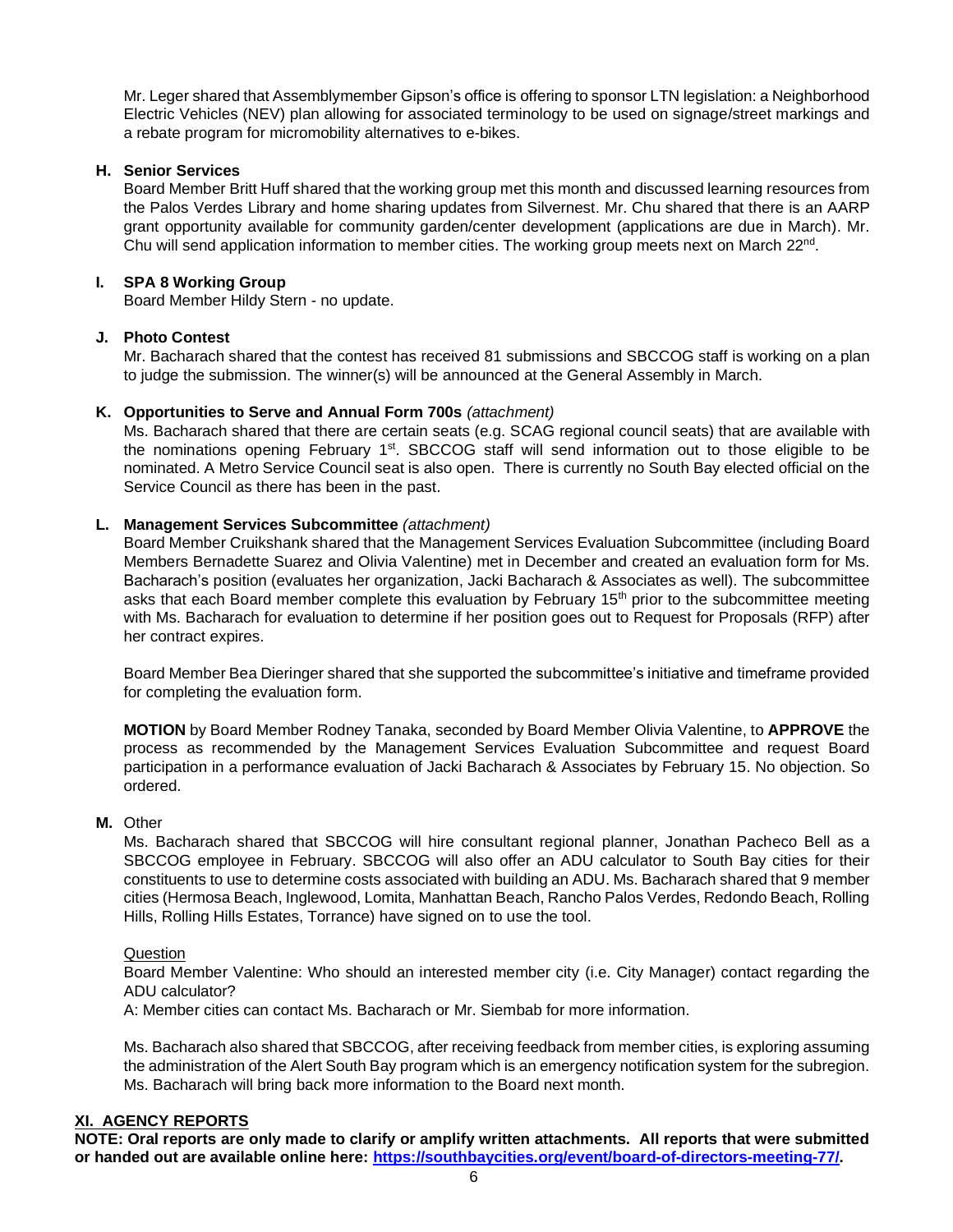Mr. Leger shared that Assemblymember Gipson's office is offering to sponsor LTN legislation: a Neighborhood Electric Vehicles (NEV) plan allowing for associated terminology to be used on signage/street markings and a rebate program for micromobility alternatives to e-bikes.

**H. Senior Services**

Board Member Britt Huff shared that the working group met this month and discussed learning resources from the Palos Verdes Library and home sharing updates from Silvernest. Mr. Chu shared that there is an AARP grant opportunity available for community garden/center development (applications are due in March). Mr. Chu will send application information to member cities. The working group meets next on March 22nd.

**I. SPA 8 Working Group**

Board Member Hildy Stern - no update.

**J. Photo Contest**

Mr. Bacharach shared that the contest has received 81 submissions and SBCCOG staff is working on a plan to judge the submission. The winner(s) will be announced at the General Assembly in March.

**K. Opportunities to Serve and Annual Form 700s** *(attachment)*

Ms. Bacharach shared that there are certain seats (e.g. SCAG regional council seats) that are available with the nominations opening February 1st. SBCCOG staff will send information out to those eligible to be nominated. A Metro Service Council seat is also open. There is currently no South Bay elected official on the Service Council as there has been in the past.

**L. Management Services Subcommittee** *(attachment)*

Board Member Cruikshank shared that the Management Services Evaluation Subcommittee (including Board Members Bernadette Suarez and Olivia Valentine) met in December and created an evaluation form for Ms. Bacharach's position (evaluates her organization, Jacki Bacharach & Associates as well). The subcommittee asks that each Board member complete this evaluation by February 15th prior to the subcommittee meeting with Ms. Bacharach for evaluation to determine if her position goes out to Request for Proposals (RFP) after her contract expires.

Board Member Bea Dieringer shared that she supported the subcommittee's initiative and timeframe provided for completing the evaluation form.

**MOTION** by Board Member Rodney Tanaka, seconded by Board Member Olivia Valentine, to **APPROVE** the process as recommended by the Management Services Evaluation Subcommittee and request Board participation in a performance evaluation of Jacki Bacharach & Associates by February 15. No objection. So ordered.

**M.** Other

Ms. Bacharach shared that SBCCOG will hire consultant regional planner, Jonathan Pacheco Bell as a SBCCOG employee in February. SBCCOG will also offer an ADU calculator to South Bay cities for their constituents to use to determine costs associated with building an ADU. Ms. Bacharach shared that 9 member cities (Hermosa Beach, Inglewood, Lomita, Manhattan Beach, Rancho Palos Verdes, Redondo Beach, Rolling Hills, Rolling Hills Estates, Torrance) have signed on to use the tool.

Question

Board Member Valentine: Who should an interested member city (i.e. City Manager) contact regarding the ADU calculator?

A: Member cities can contact Ms. Bacharach or Mr. Siembab for more information.

Ms. Bacharach also shared that SBCCOG, after receiving feedback from member cities, is exploring assuming the administration of the Alert South Bay program which is an emergency notification system for the subregion. Ms. Bacharach will bring back more information to the Board next month.

## XI. AGENCY REPORTS

**NOTE: Oral reports are only made to clarify or amplify written attachments. All reports that were submitted or handed out are available online here: [https://southbaycities.org/event/board-of-directors-meeting-77/](https://southbaycities.org/event/board-of-directors-meeting-77/).**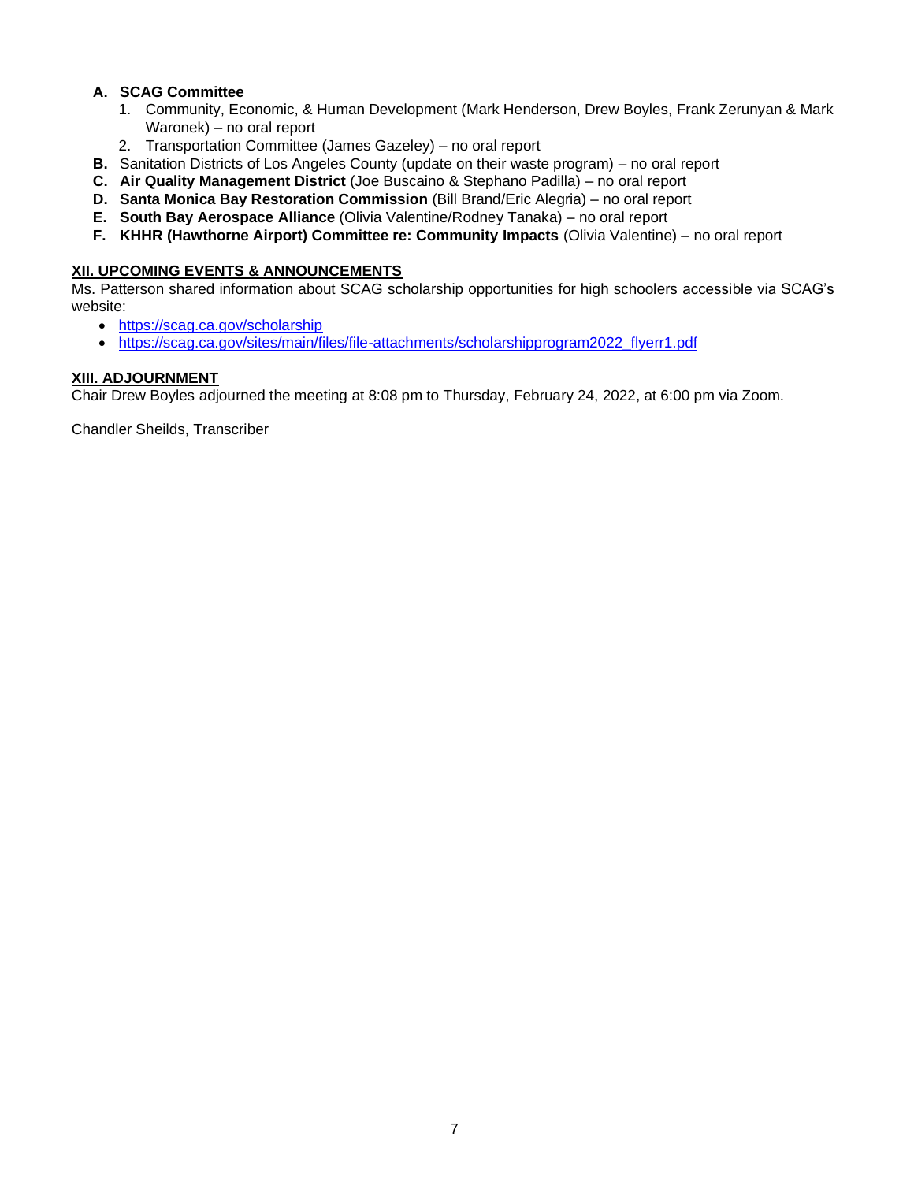**A. SCAG Committee**

1. Community, Economic, & Human Development (Mark Henderson, Drew Boyles, Frank Zerunyan & Mark Waronek) – no oral report
2. Transportation Committee (James Gazeley) – no oral report

**B.** Sanitation Districts of Los Angeles County (update on their waste program) – no oral report

**C. Air Quality Management District** (Joe Buscaino & Stephano Padilla) – no oral report

**D. Santa Monica Bay Restoration Commission** (Bill Brand/Eric Alegria) – no oral report

**E. South Bay Aerospace Alliance** (Olivia Valentine/Rodney Tanaka) – no oral report

**F. KHHR (Hawthorne Airport) Committee re: Community Impacts** (Olivia Valentine) – no oral report

**XII. UPCOMING EVENTS & ANNOUNCEMENTS**

Ms. Patterson shared information about SCAG scholarship opportunities for high schoolers accessible via SCAG's website:

- https://scag.ca.gov/scholarship
- https://scag.ca.gov/sites/main/files/file-attachments/scholarshipprogram2022_flyerr1.pdf

**XIII. ADJOURNMENT**

Chair Drew Boyles adjourned the meeting at 8:08 pm to Thursday, February 24, 2022, at 6:00 pm via Zoom.

Chandler Sheilds, Transcriber